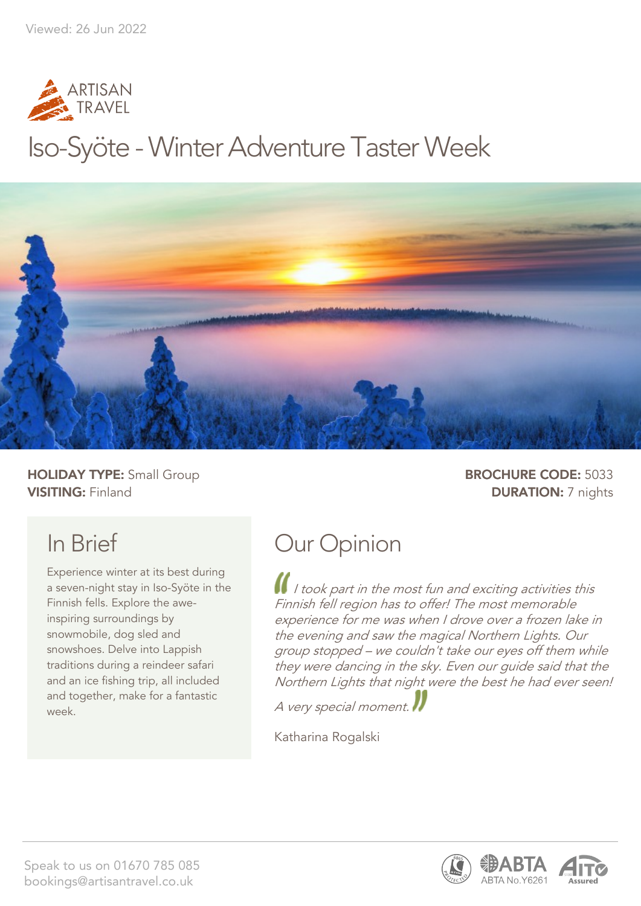Viewed: 26 Jun 2022

ARTISAN TRAVEL

# Iso-Syöte - Winter Adventure Taster Week

**HOLIDAY TYPE:** Small Group
**VISITING:** Finland

**BROCHURE CODE:** 5033
**DURATION:** 7 nights

## In Brief

Experience winter at its best during a seven-night stay in Iso-Syöte in the Finnish fells. Explore the awe-inspiring surroundings by snowmobile, dog sled and snowshoes. Delve into Lappish traditions during a reindeer safari and an ice fishing trip, all included and together, make for a fantastic week.

## Our Opinion

*I took part in the most fun and exciting activities this Finnish fell region has to offer! The most memorable experience for me was when I drove over a frozen lake in the evening and saw the magical Northern Lights. Our group stopped – we couldn't take our eyes off them while they were dancing in the sky. Even our guide said that the Northern Lights that night were the best he had ever seen!*

*A very special moment.*

Katharina Rogalski

Speak to us on 01670 785 085
bookings@artisantravel.co.uk

ABTA No.Y6261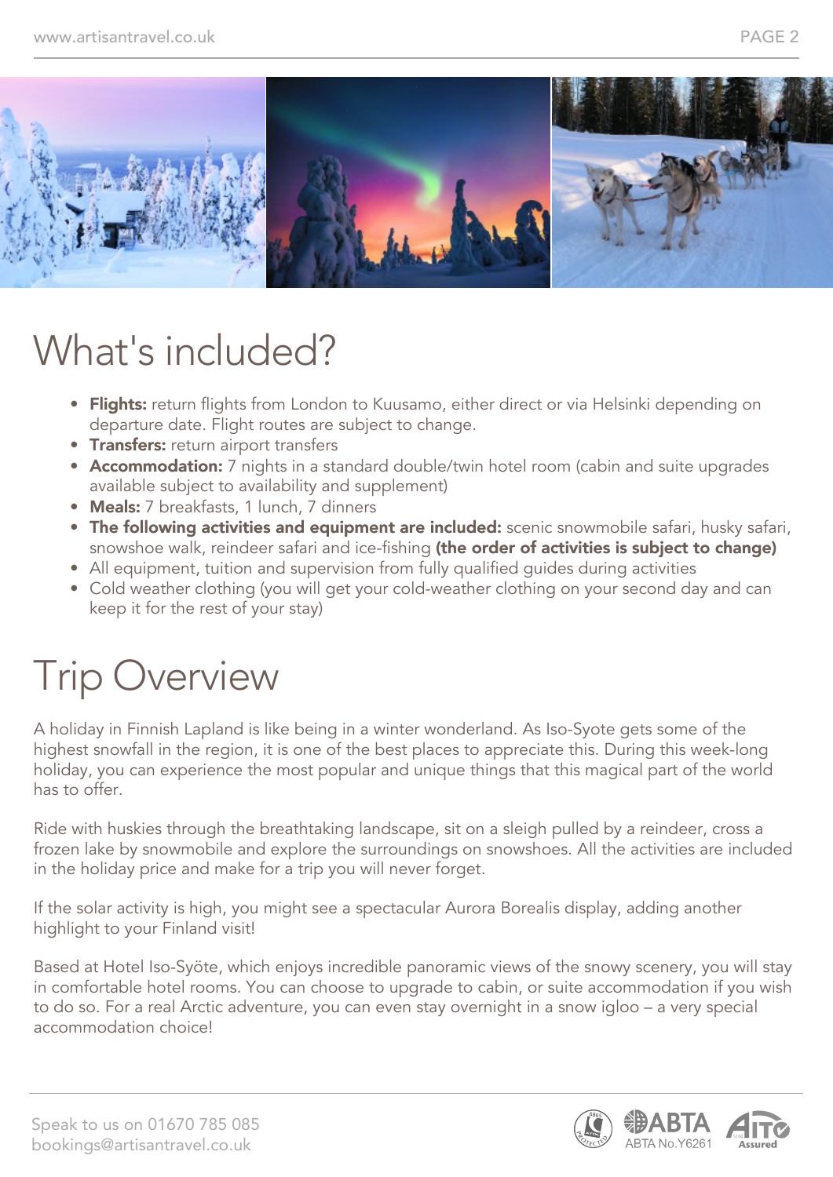# What's included?

- **Flights:** return flights from London to Kuusamo, either direct or via Helsinki depending on departure date. Flight routes are subject to change.
- **Transfers:** return airport transfers
- **Accommodation:** 7 nights in a standard double/twin hotel room (cabin and suite upgrades available subject to availability and supplement)
- **Meals:** 7 breakfasts, 1 lunch, 7 dinners
- **The following activities and equipment are included:** scenic snowmobile safari, husky safari, snowshoe walk, reindeer safari and ice-fishing **(the order of activities is subject to change)**
- All equipment, tuition and supervision from fully qualified guides during activities
- Cold weather clothing (you will get your cold-weather clothing on your second day and can keep it for the rest of your stay)

# Trip Overview

A holiday in Finnish Lapland is like being in a winter wonderland. As Iso-Syote gets some of the highest snowfall in the region, it is one of the best places to appreciate this. During this week-long holiday, you can experience the most popular and unique things that this magical part of the world has to offer.

Ride with huskies through the breathtaking landscape, sit on a sleigh pulled by a reindeer, cross a frozen lake by snowmobile and explore the surroundings on snowshoes. All the activities are included in the holiday price and make for a trip you will never forget.

If the solar activity is high, you might see a spectacular Aurora Borealis display, adding another highlight to your Finland visit!

Based at Hotel Iso-Syöte, which enjoys incredible panoramic views of the snowy scenery, you will stay in comfortable hotel rooms. You can choose to upgrade to cabin, or suite accommodation if you wish to do so. For a real Arctic adventure, you can even stay overnight in a snow igloo – a very special accommodation choice!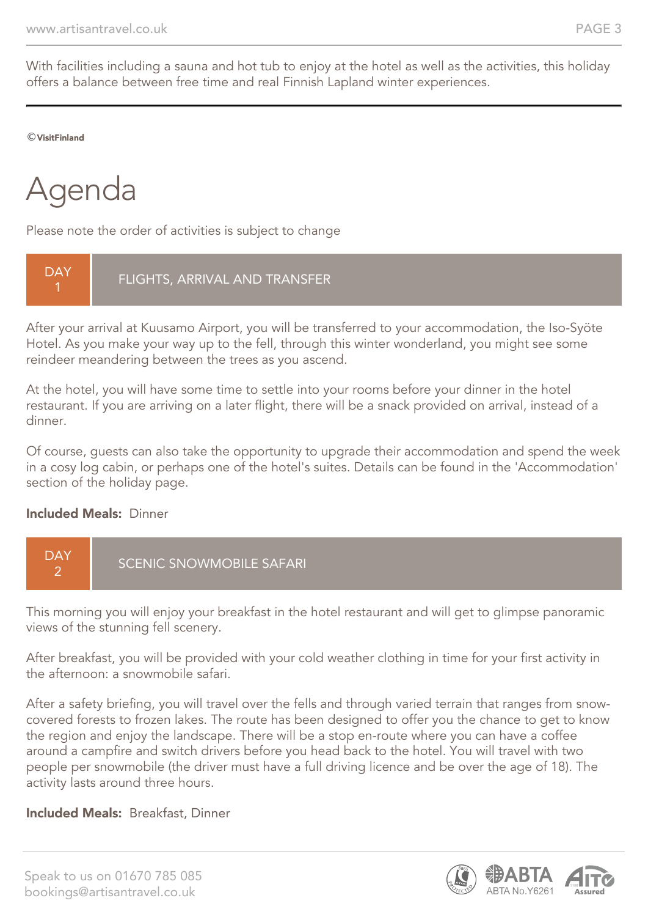With facilities including a sauna and hot tub to enjoy at the hotel as well as the activities, this holiday offers a balance between free time and real Finnish Lapland winter experiences.

©VisitFinland

# Agenda

Please note the order of activities is subject to change

## DAY 1 — FLIGHTS, ARRIVAL AND TRANSFER

After your arrival at Kuusamo Airport, you will be transferred to your accommodation, the Iso-Syöte Hotel. As you make your way up to the fell, through this winter wonderland, you might see some reindeer meandering between the trees as you ascend.

At the hotel, you will have some time to settle into your rooms before your dinner in the hotel restaurant. If you are arriving on a later flight, there will be a snack provided on arrival, instead of a dinner.

Of course, guests can also take the opportunity to upgrade their accommodation and spend the week in a cosy log cabin, or perhaps one of the hotel's suites. Details can be found in the 'Accommodation' section of the holiday page.

**Included Meals:** Dinner

## DAY 2 — SCENIC SNOWMOBILE SAFARI

This morning you will enjoy your breakfast in the hotel restaurant and will get to glimpse panoramic views of the stunning fell scenery.

After breakfast, you will be provided with your cold weather clothing in time for your first activity in the afternoon: a snowmobile safari.

After a safety briefing, you will travel over the fells and through varied terrain that ranges from snow-covered forests to frozen lakes. The route has been designed to offer you the chance to get to know the region and enjoy the landscape. There will be a stop en-route where you can have a coffee around a campfire and switch drivers before you head back to the hotel. You will travel with two people per snowmobile (the driver must have a full driving licence and be over the age of 18). The activity lasts around three hours.

**Included Meals:** Breakfast, Dinner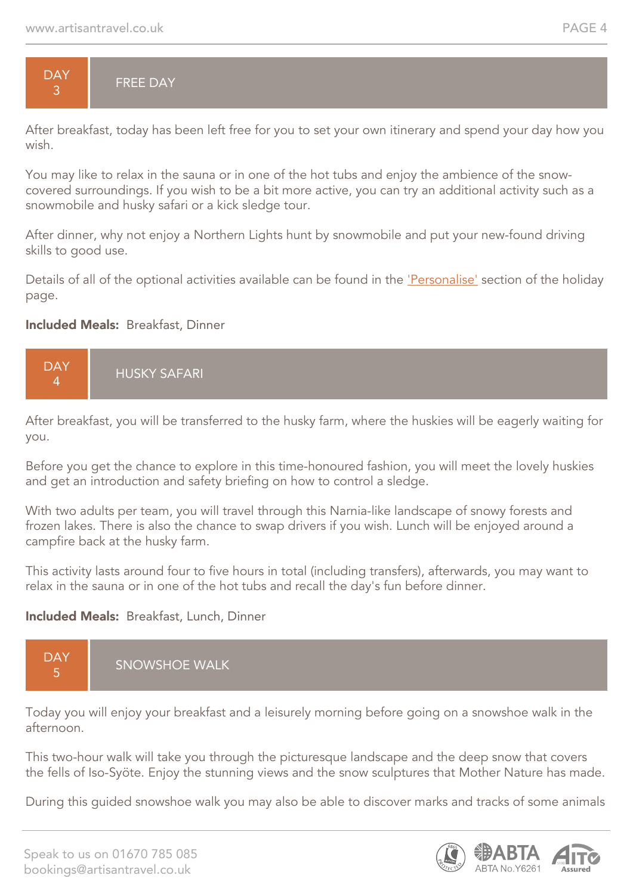## DAY 3 — FREE DAY

After breakfast, today has been left free for you to set your own itinerary and spend your day how you wish.

You may like to relax in the sauna or in one of the hot tubs and enjoy the ambience of the snow-covered surroundings. If you wish to be a bit more active, you can try an additional activity such as a snowmobile and husky safari or a kick sledge tour.

After dinner, why not enjoy a Northern Lights hunt by snowmobile and put your new-found driving skills to good use.

Details of all of the optional activities available can be found in the 'Personalise' section of the holiday page.

**Included Meals:** Breakfast, Dinner

## DAY 4 — HUSKY SAFARI

After breakfast, you will be transferred to the husky farm, where the huskies will be eagerly waiting for you.

Before you get the chance to explore in this time-honoured fashion, you will meet the lovely huskies and get an introduction and safety briefing on how to control a sledge.

With two adults per team, you will travel through this Narnia-like landscape of snowy forests and frozen lakes. There is also the chance to swap drivers if you wish. Lunch will be enjoyed around a campfire back at the husky farm.

This activity lasts around four to five hours in total (including transfers), afterwards, you may want to relax in the sauna or in one of the hot tubs and recall the day's fun before dinner.

**Included Meals:** Breakfast, Lunch, Dinner

## DAY 5 — SNOWSHOE WALK

Today you will enjoy your breakfast and a leisurely morning before going on a snowshoe walk in the afternoon.

This two-hour walk will take you through the picturesque landscape and the deep snow that covers the fells of Iso-Syöte. Enjoy the stunning views and the snow sculptures that Mother Nature has made.

During this guided snowshoe walk you may also be able to discover marks and tracks of some animals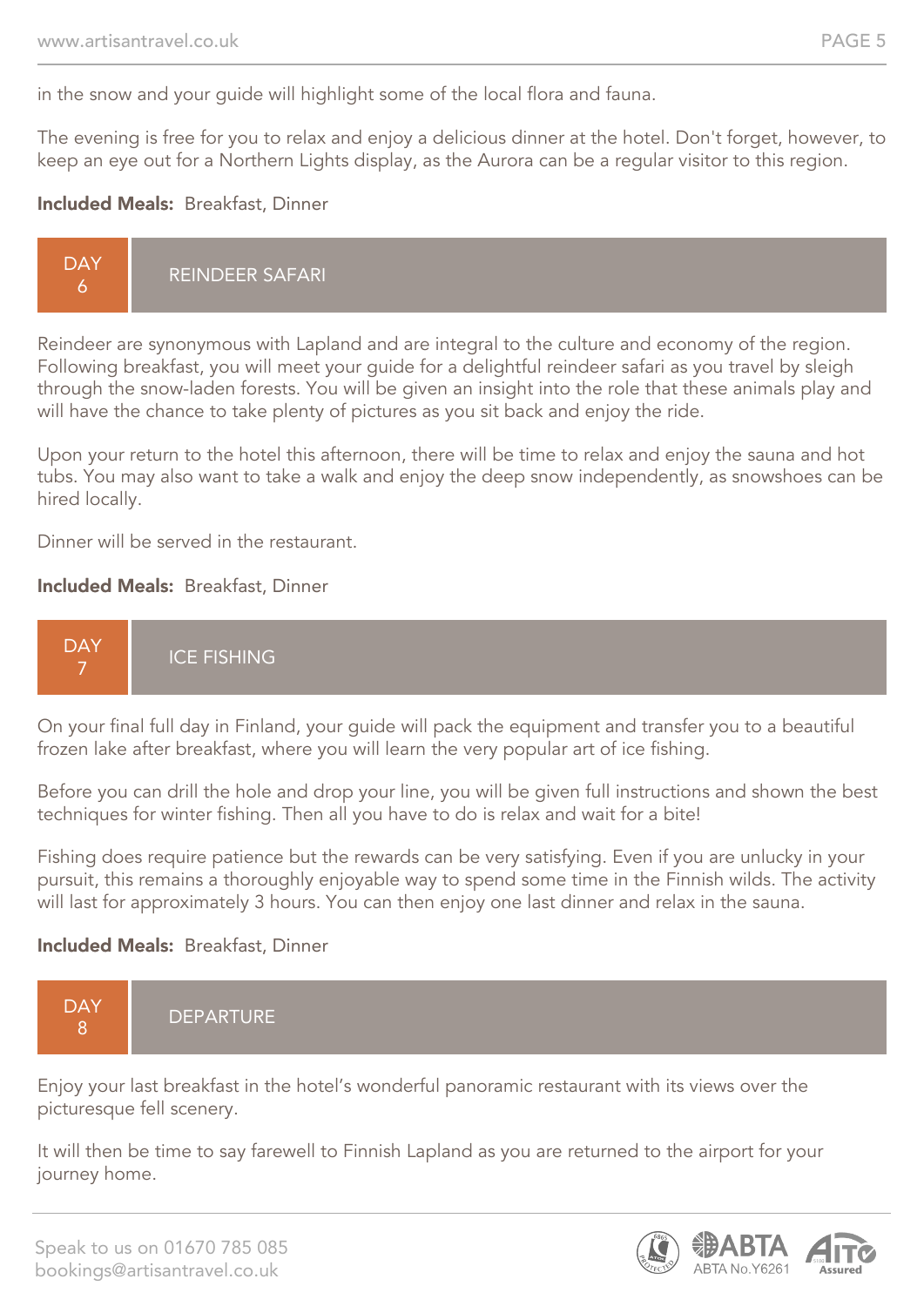in the snow and your guide will highlight some of the local flora and fauna.

The evening is free for you to relax and enjoy a delicious dinner at the hotel. Don't forget, however, to keep an eye out for a Northern Lights display, as the Aurora can be a regular visitor to this region.

**Included Meals:** Breakfast, Dinner

## DAY 6 — REINDEER SAFARI

Reindeer are synonymous with Lapland and are integral to the culture and economy of the region. Following breakfast, you will meet your guide for a delightful reindeer safari as you travel by sleigh through the snow-laden forests. You will be given an insight into the role that these animals play and will have the chance to take plenty of pictures as you sit back and enjoy the ride.

Upon your return to the hotel this afternoon, there will be time to relax and enjoy the sauna and hot tubs. You may also want to take a walk and enjoy the deep snow independently, as snowshoes can be hired locally.

Dinner will be served in the restaurant.

**Included Meals:** Breakfast, Dinner

## DAY 7 — ICE FISHING

On your final full day in Finland, your guide will pack the equipment and transfer you to a beautiful frozen lake after breakfast, where you will learn the very popular art of ice fishing.

Before you can drill the hole and drop your line, you will be given full instructions and shown the best techniques for winter fishing. Then all you have to do is relax and wait for a bite!

Fishing does require patience but the rewards can be very satisfying. Even if you are unlucky in your pursuit, this remains a thoroughly enjoyable way to spend some time in the Finnish wilds. The activity will last for approximately 3 hours. You can then enjoy one last dinner and relax in the sauna.

**Included Meals:** Breakfast, Dinner

## DAY 8 — DEPARTURE

Enjoy your last breakfast in the hotel's wonderful panoramic restaurant with its views over the picturesque fell scenery.

It will then be time to say farewell to Finnish Lapland as you are returned to the airport for your journey home.

Speak to us on 01670 785 085
bookings@artisantravel.co.uk

ABTA No.Y6261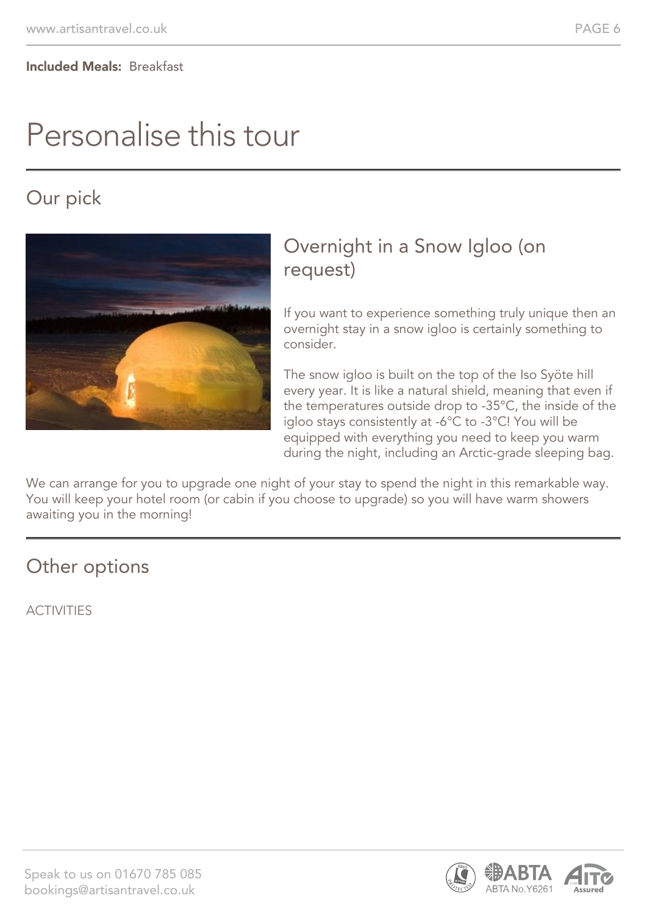**Included Meals:** Breakfast

# Personalise this tour

## Our pick

### Overnight in a Snow Igloo (on request)

If you want to experience something truly unique then an overnight stay in a snow igloo is certainly something to consider.

The snow igloo is built on the top of the Iso Syöte hill every year. It is like a natural shield, meaning that even if the temperatures outside drop to -35°C, the inside of the igloo stays consistently at -6°C to -3°C! You will be equipped with everything you need to keep you warm during the night, including an Arctic-grade sleeping bag.

We can arrange for you to upgrade one night of your stay to spend the night in this remarkable way. You will keep your hotel room (or cabin if you choose to upgrade) so you will have warm showers awaiting you in the morning!

## Other options

ACTIVITIES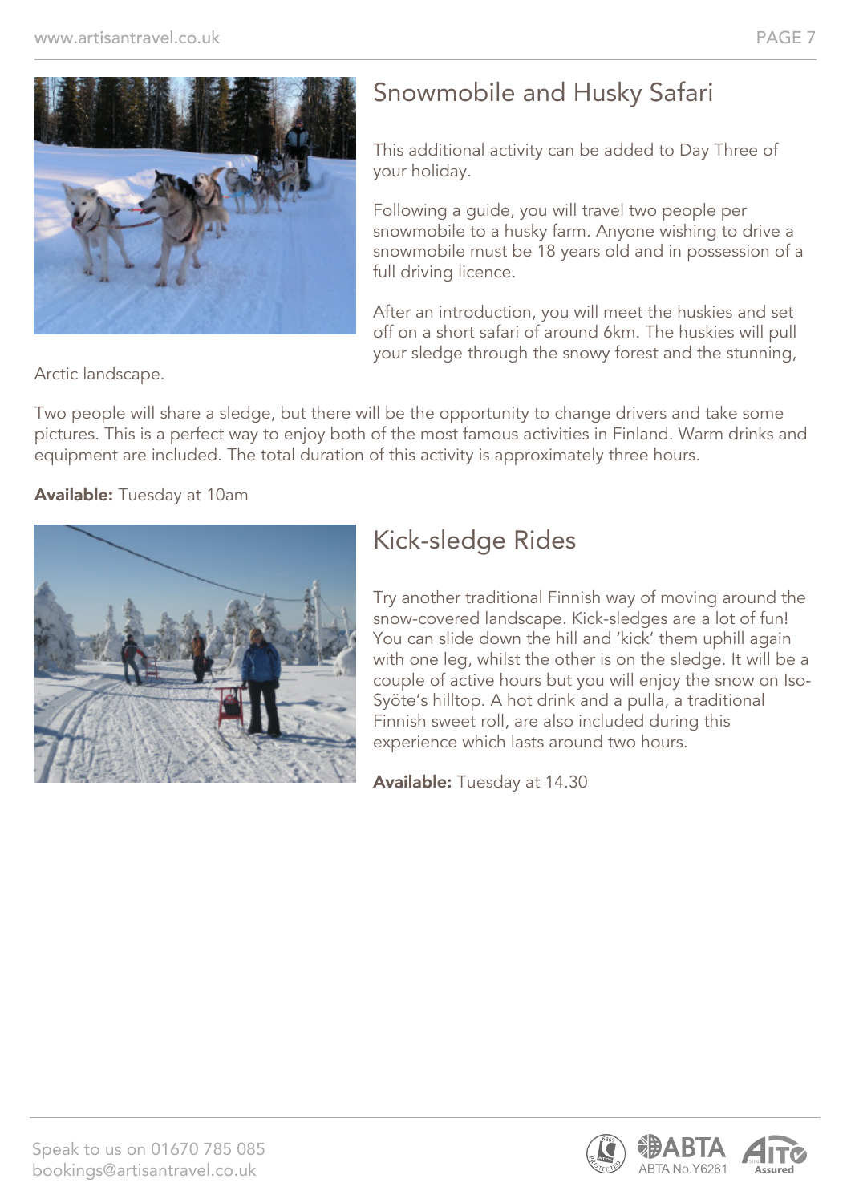## Snowmobile and Husky Safari

This additional activity can be added to Day Three of your holiday.

Following a guide, you will travel two people per snowmobile to a husky farm. Anyone wishing to drive a snowmobile must be 18 years old and in possession of a full driving licence.

After an introduction, you will meet the huskies and set off on a short safari of around 6km. The huskies will pull your sledge through the snowy forest and the stunning, Arctic landscape.

Two people will share a sledge, but there will be the opportunity to change drivers and take some pictures. This is a perfect way to enjoy both of the most famous activities in Finland. Warm drinks and equipment are included. The total duration of this activity is approximately three hours.

**Available:** Tuesday at 10am

## Kick-sledge Rides

Try another traditional Finnish way of moving around the snow-covered landscape. Kick-sledges are a lot of fun! You can slide down the hill and 'kick' them uphill again with one leg, whilst the other is on the sledge. It will be a couple of active hours but you will enjoy the snow on Iso-Syöte's hilltop. A hot drink and a pulla, a traditional Finnish sweet roll, are also included during this experience which lasts around two hours.

**Available:** Tuesday at 14.30

Speak to us on 01670 785 085
bookings@artisantravel.co.uk

ABTA No.Y6261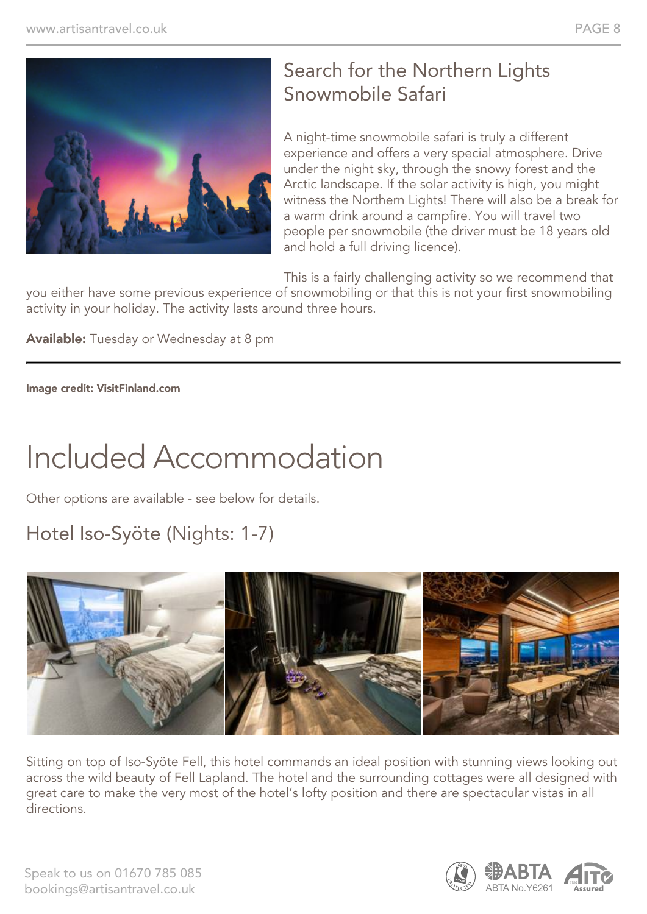## Search for the Northern Lights Snowmobile Safari

A night-time snowmobile safari is truly a different experience and offers a very special atmosphere. Drive under the night sky, through the snowy forest and the Arctic landscape. If the solar activity is high, you might witness the Northern Lights! There will also be a break for a warm drink around a campfire. You will travel two people per snowmobile (the driver must be 18 years old and hold a full driving licence).

This is a fairly challenging activity so we recommend that you either have some previous experience of snowmobiling or that this is not your first snowmobiling activity in your holiday. The activity lasts around three hours.

**Available:** Tuesday or Wednesday at 8 pm

---

**Image credit: VisitFinland.com**

# Included Accommodation

Other options are available - see below for details.

## Hotel Iso-Syöte (Nights: 1-7)

Sitting on top of Iso-Syöte Fell, this hotel commands an ideal position with stunning views looking out across the wild beauty of Fell Lapland. The hotel and the surrounding cottages were all designed with great care to make the very most of the hotel's lofty position and there are spectacular vistas in all directions.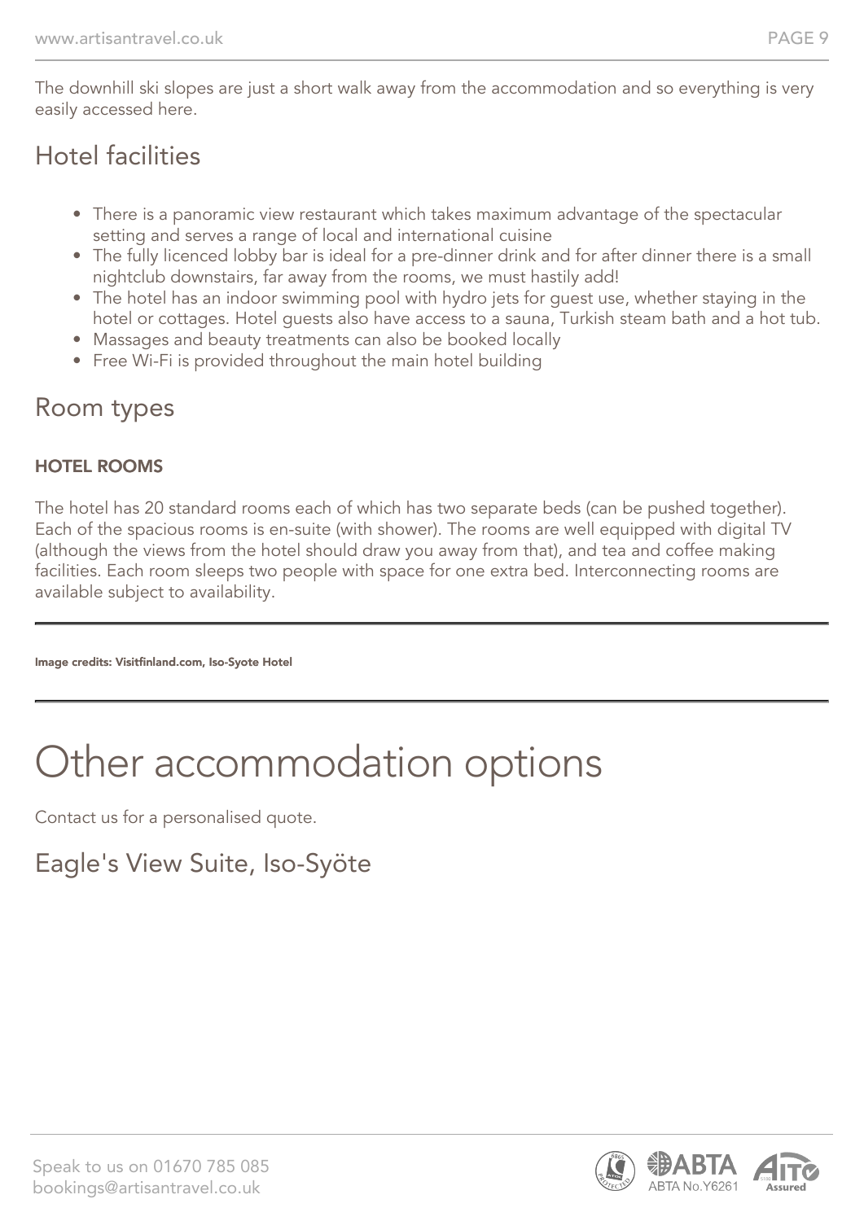The downhill ski slopes are just a short walk away from the accommodation and so everything is very easily accessed here.

## Hotel facilities

- There is a panoramic view restaurant which takes maximum advantage of the spectacular setting and serves a range of local and international cuisine
- The fully licenced lobby bar is ideal for a pre-dinner drink and for after dinner there is a small nightclub downstairs, far away from the rooms, we must hastily add!
- The hotel has an indoor swimming pool with hydro jets for guest use, whether staying in the hotel or cottages. Hotel guests also have access to a sauna, Turkish steam bath and a hot tub.
- Massages and beauty treatments can also be booked locally
- Free Wi-Fi is provided throughout the main hotel building

## Room types

**HOTEL ROOMS**

The hotel has 20 standard rooms each of which has two separate beds (can be pushed together). Each of the spacious rooms is en-suite (with shower). The rooms are well equipped with digital TV (although the views from the hotel should draw you away from that), and tea and coffee making facilities. Each room sleeps two people with space for one extra bed. Interconnecting rooms are available subject to availability.

---

**Image credits: Visitfinland.com, Iso-Syote Hotel**

---

# Other accommodation options

Contact us for a personalised quote.

## Eagle's View Suite, Iso-Syöte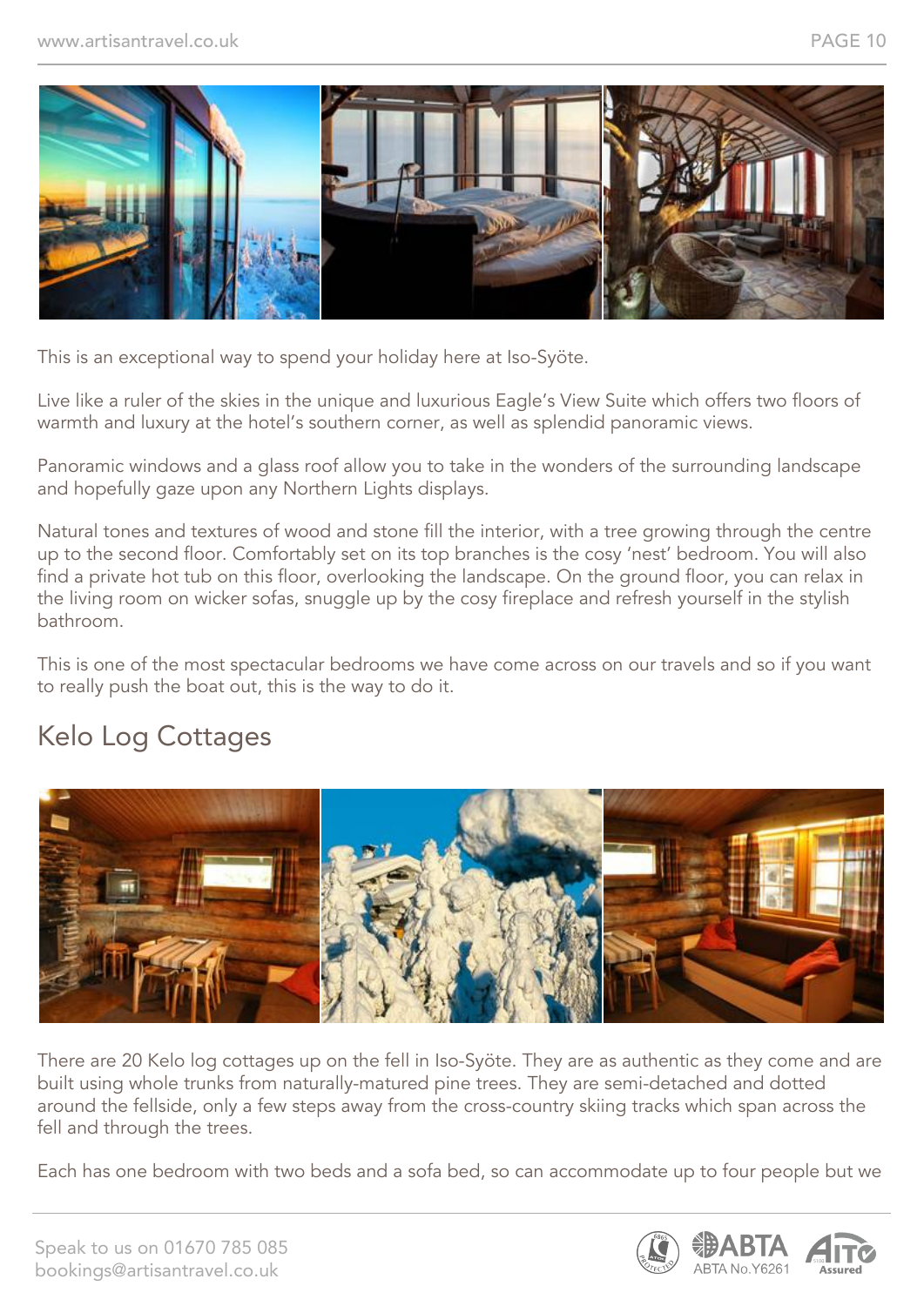This is an exceptional way to spend your holiday here at Iso-Syöte.

Live like a ruler of the skies in the unique and luxurious Eagle's View Suite which offers two floors of warmth and luxury at the hotel's southern corner, as well as splendid panoramic views.

Panoramic windows and a glass roof allow you to take in the wonders of the surrounding landscape and hopefully gaze upon any Northern Lights displays.

Natural tones and textures of wood and stone fill the interior, with a tree growing through the centre up to the second floor. Comfortably set on its top branches is the cosy 'nest' bedroom. You will also find a private hot tub on this floor, overlooking the landscape. On the ground floor, you can relax in the living room on wicker sofas, snuggle up by the cosy fireplace and refresh yourself in the stylish bathroom.

This is one of the most spectacular bedrooms we have come across on our travels and so if you want to really push the boat out, this is the way to do it.

## Kelo Log Cottages

There are 20 Kelo log cottages up on the fell in Iso-Syöte. They are as authentic as they come and are built using whole trunks from naturally-matured pine trees. They are semi-detached and dotted around the fellside, only a few steps away from the cross-country skiing tracks which span across the fell and through the trees.

Each has one bedroom with two beds and a sofa bed, so can accommodate up to four people but we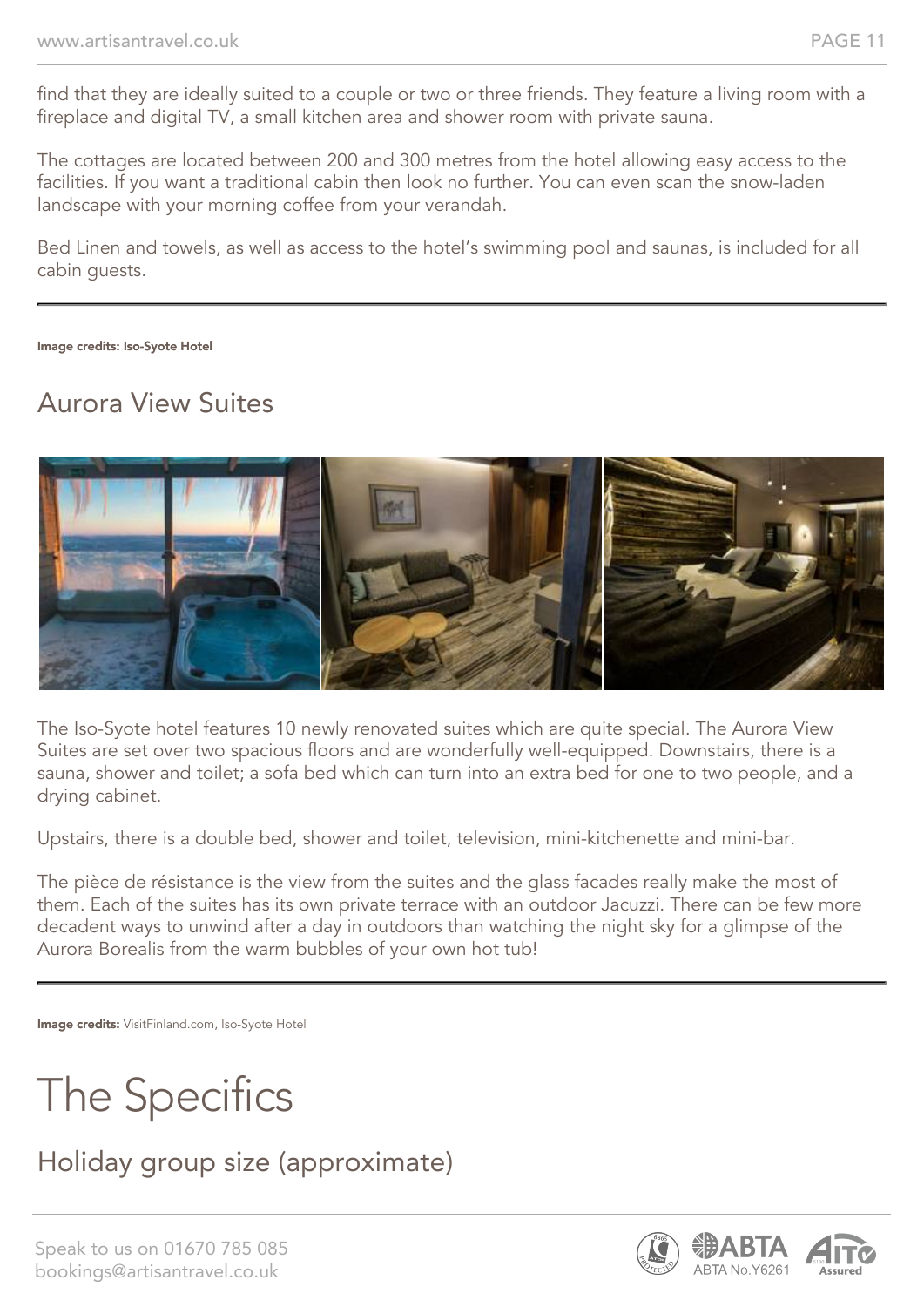find that they are ideally suited to a couple or two or three friends. They feature a living room with a fireplace and digital TV, a small kitchen area and shower room with private sauna.

The cottages are located between 200 and 300 metres from the hotel allowing easy access to the facilities. If you want a traditional cabin then look no further. You can even scan the snow-laden landscape with your morning coffee from your verandah.

Bed Linen and towels, as well as access to the hotel's swimming pool and saunas, is included for all cabin guests.

---

**Image credits: Iso-Syote Hotel**

## Aurora View Suites

The Iso-Syote hotel features 10 newly renovated suites which are quite special. The Aurora View Suites are set over two spacious floors and are wonderfully well-equipped. Downstairs, there is a sauna, shower and toilet; a sofa bed which can turn into an extra bed for one to two people, and a drying cabinet.

Upstairs, there is a double bed, shower and toilet, television, mini-kitchenette and mini-bar.

The pièce de résistance is the view from the suites and the glass facades really make the most of them. Each of the suites has its own private terrace with an outdoor Jacuzzi. There can be few more decadent ways to unwind after a day in outdoors than watching the night sky for a glimpse of the Aurora Borealis from the warm bubbles of your own hot tub!

---

**Image credits:** VisitFinland.com, Iso-Syote Hotel

# The Specifics

## Holiday group size (approximate)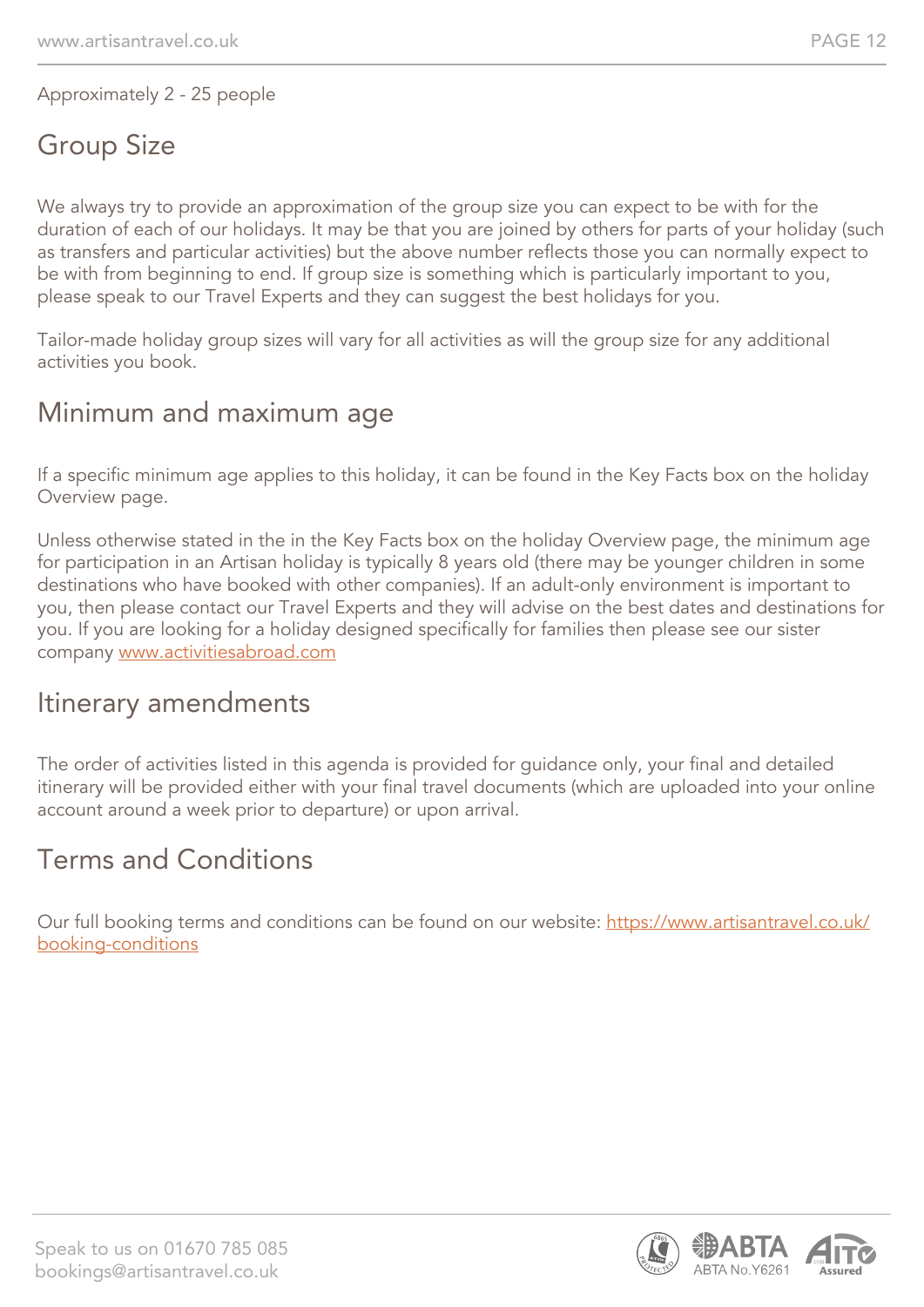Approximately 2 - 25 people

## Group Size

We always try to provide an approximation of the group size you can expect to be with for the duration of each of our holidays. It may be that you are joined by others for parts of your holiday (such as transfers and particular activities) but the above number reflects those you can normally expect to be with from beginning to end. If group size is something which is particularly important to you, please speak to our Travel Experts and they can suggest the best holidays for you.

Tailor-made holiday group sizes will vary for all activities as will the group size for any additional activities you book.

## Minimum and maximum age

If a specific minimum age applies to this holiday, it can be found in the Key Facts box on the holiday Overview page.

Unless otherwise stated in the in the Key Facts box on the holiday Overview page, the minimum age for participation in an Artisan holiday is typically 8 years old (there may be younger children in some destinations who have booked with other companies). If an adult-only environment is important to you, then please contact our Travel Experts and they will advise on the best dates and destinations for you. If you are looking for a holiday designed specifically for families then please see our sister company [www.activitiesabroad.com](http://www.activitiesabroad.com)

## Itinerary amendments

The order of activities listed in this agenda is provided for guidance only, your final and detailed itinerary will be provided either with your final travel documents (which are uploaded into your online account around a week prior to departure) or upon arrival.

## Terms and Conditions

Our full booking terms and conditions can be found on our website: [https://www.artisantravel.co.uk/booking-conditions](https://www.artisantravel.co.uk/booking-conditions)

Speak to us on 01670 785 085
bookings@artisantravel.co.uk

ABTA No.Y6261